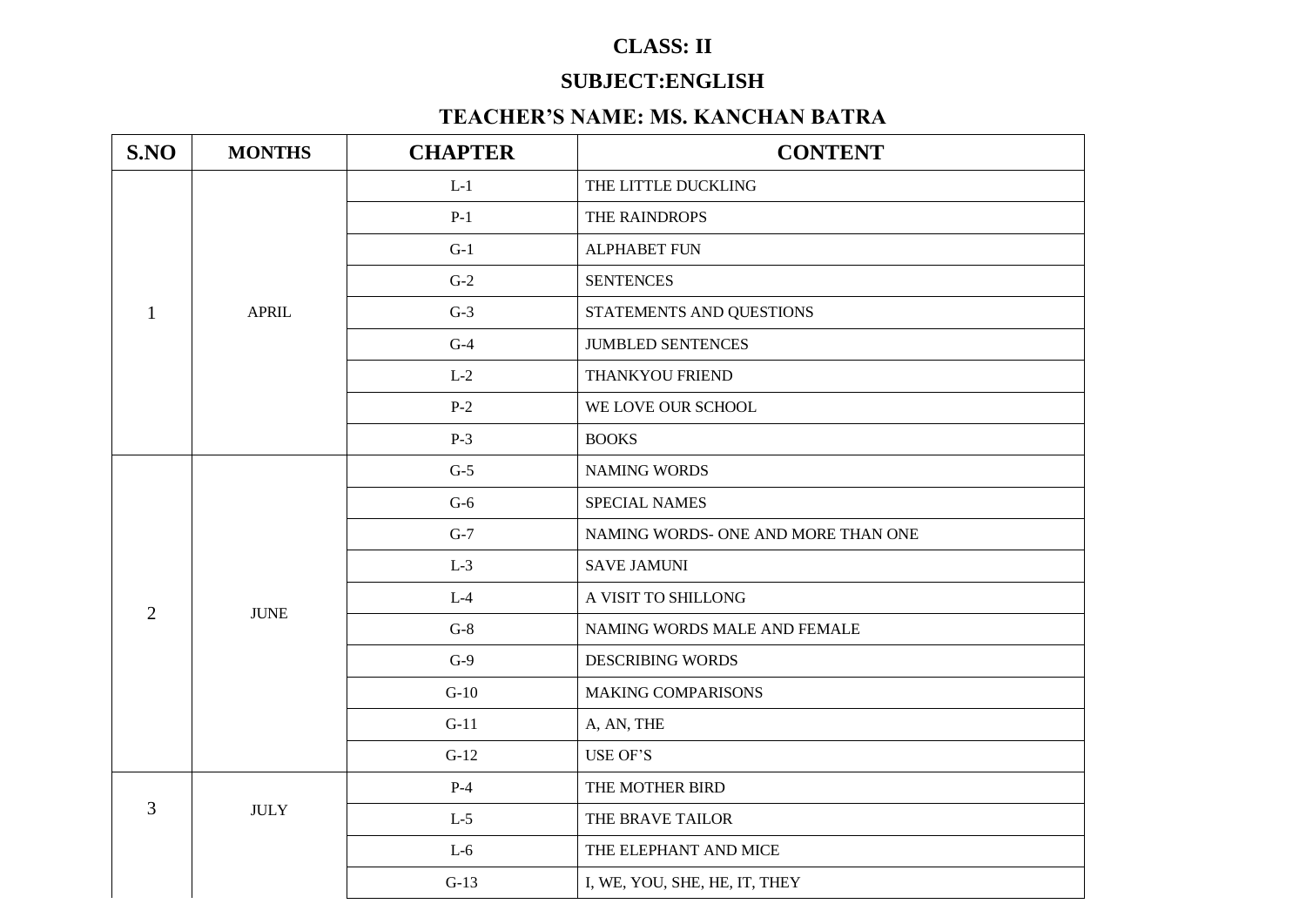**CLASS: II**

**SUBJECT:ENGLISH**

**TEACHER'S NAME: MS. KANCHAN BATRA**

| S.NO | MONTHS | CHAPTER | CONTENT |
|---|---|---|---|
| 1 | APRIL | L-1 | THE LITTLE DUCKLING |
| | | P-1 | THE RAINDROPS |
| | | G-1 | ALPHABET FUN |
| | | G-2 | SENTENCES |
| | | G-3 | STATEMENTS AND QUESTIONS |
| | | G-4 | JUMBLED SENTENCES |
| | | L-2 | THANKYOU FRIEND |
| | | P-2 | WE LOVE OUR SCHOOL |
| | | P-3 | BOOKS |
| 2 | JUNE | G-5 | NAMING WORDS |
| | | G-6 | SPECIAL NAMES |
| | | G-7 | NAMING WORDS- ONE AND MORE THAN ONE |
| | | L-3 | SAVE JAMUNI |
| | | L-4 | A VISIT TO SHILLONG |
| | | G-8 | NAMING WORDS MALE AND FEMALE |
| | | G-9 | DESCRIBING WORDS |
| | | G-10 | MAKING COMPARISONS |
| | | G-11 | A, AN, THE |
| | | G-12 | USE OF'S |
| 3 | JULY | P-4 | THE MOTHER BIRD |
| | | L-5 | THE BRAVE TAILOR |
| | | L-6 | THE ELEPHANT AND MICE |
| | | G-13 | I, WE, YOU, SHE, HE, IT, THEY |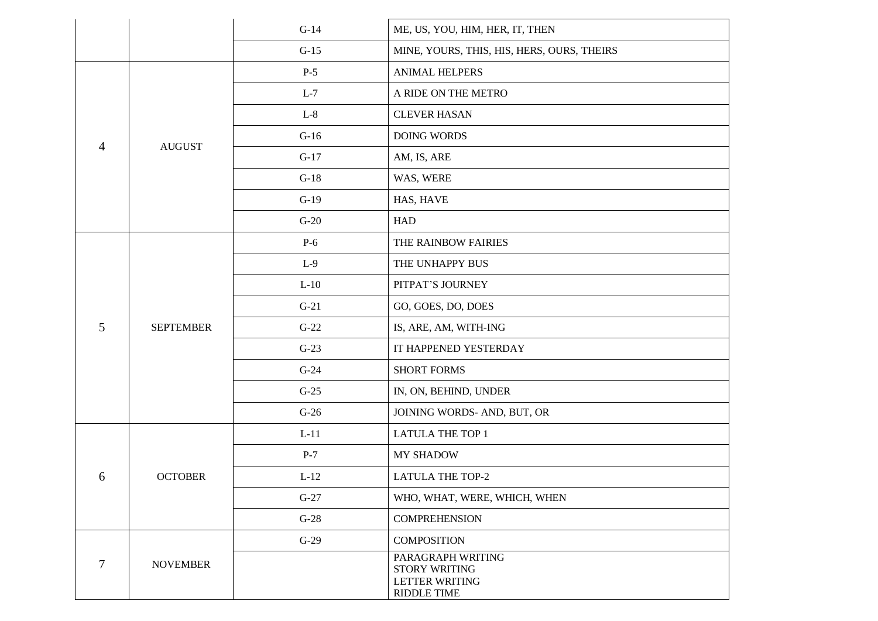| | | | |
|---|---|---|---|
| | | G-14 | ME, US, YOU, HIM, HER, IT, THEN |
| | | G-15 | MINE, YOURS, THIS, HIS, HERS, OURS, THEIRS |
| 4 | AUGUST | P-5 | ANIMAL HELPERS |
| | | L-7 | A RIDE ON THE METRO |
| | | L-8 | CLEVER HASAN |
| | | G-16 | DOING WORDS |
| | | G-17 | AM, IS, ARE |
| | | G-18 | WAS, WERE |
| | | G-19 | HAS, HAVE |
| | | G-20 | HAD |
| 5 | SEPTEMBER | P-6 | THE RAINBOW FAIRIES |
| | | L-9 | THE UNHAPPY BUS |
| | | L-10 | PITPAT'S JOURNEY |
| | | G-21 | GO, GOES, DO, DOES |
| | | G-22 | IS, ARE, AM, WITH-ING |
| | | G-23 | IT HAPPENED YESTERDAY |
| | | G-24 | SHORT FORMS |
| | | G-25 | IN, ON, BEHIND, UNDER |
| | | G-26 | JOINING WORDS- AND, BUT, OR |
| 6 | OCTOBER | L-11 | LATULA THE TOP 1 |
| | | P-7 | MY SHADOW |
| | | L-12 | LATULA THE TOP-2 |
| | | G-27 | WHO, WHAT, WERE, WHICH, WHEN |
| | | G-28 | COMPREHENSION |
| 7 | NOVEMBER | G-29 | COMPOSITION |
| | | | PARAGRAPH WRITING<br>STORY WRITING<br>LETTER WRITING<br>RIDDLE TIME |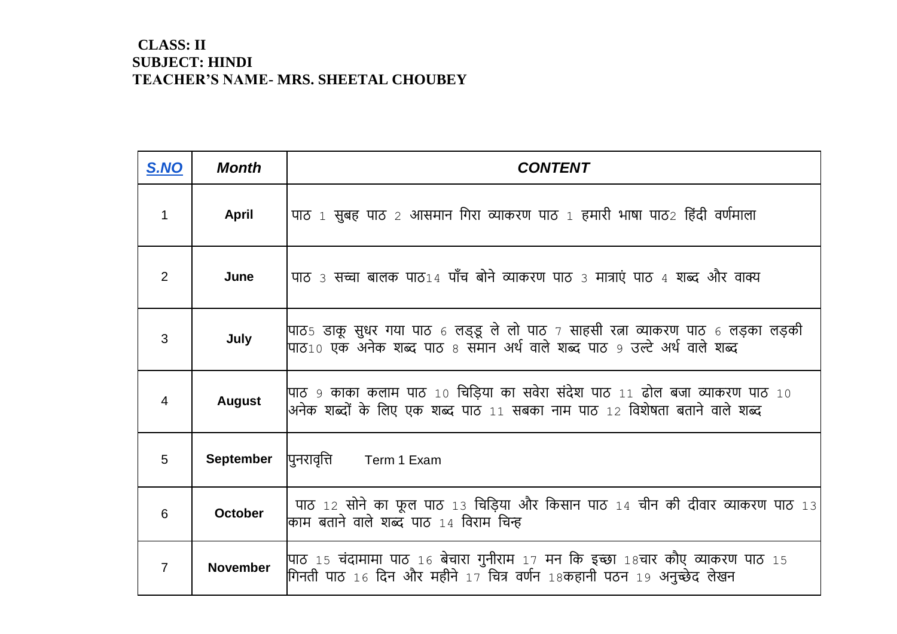**CLASS: II**
**SUBJECT: HINDI**
**TEACHER'S NAME- MRS. SHEETAL CHOUBEY**

| **S.NO** | **Month** | **CONTENT** |
|---|---|---|
| 1 | **April** | पाठ 1 सुबह पाठ 2 आसमान गिरा व्याकरण पाठ 1 हमारी भाषा पाठ2 हिंदी वर्णमाला |
| 2 | **June** | पाठ 3 सच्चा बालक पाठ14 पाँच बोने व्याकरण पाठ 3 मात्राएं पाठ 4 शब्द और वाक्य |
| 3 | **July** | पाठ5 डाकू सुधर गया पाठ 6 लड्डू ले लो पाठ 7 साहसी रत्ना व्याकरण पाठ 6 लड़का लड़की पाठ10 एक अनेक शब्द पाठ 8 समान अर्थ वाले शब्द पाठ 9 उल्टे अर्थ वाले शब्द |
| 4 | **August** | पाठ 9 काका कलाम पाठ 10 चिड़िया का सवेरा संदेश पाठ 11 ढोल बजा व्याकरण पाठ 10 अनेक शब्दों के लिए एक शब्द पाठ 11 सबका नाम पाठ 12 विशेषता बताने वाले शब्द |
| 5 | **September** | पुनरावृत्ति Term 1 Exam |
| 6 | **October** | पाठ 12 सोने का फूल पाठ 13 चिड़िया और किसान पाठ 14 चीन की दीवार व्याकरण पाठ 13 काम बताने वाले शब्द पाठ 14 विराम चिन्ह |
| 7 | **November** | पाठ 15 चंदामामा पाठ 16 बेचारा गुनीराम 17 मन कि इच्छा 18चार कौए व्याकरण पाठ 15 गिनती पाठ 16 दिन और महीने 17 चित्र वर्णन 18कहानी पठन 19 अनुच्छेद लेखन |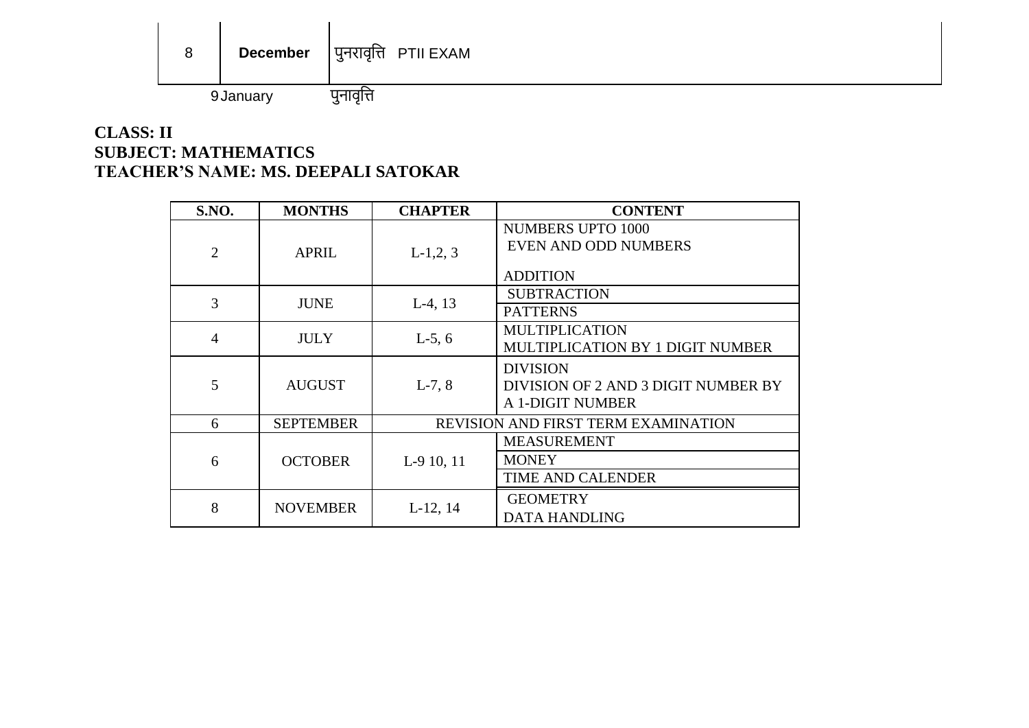| 8 | **December** | पुनरावृत्ति PTII EXAM |
|---|---|---|
| 9 | January | पुनावृत्ति |

**CLASS: II**
**SUBJECT: MATHEMATICS**
**TEACHER'S NAME: MS. DEEPALI SATOKAR**

| S.NO. | MONTHS | CHAPTER | CONTENT |
|---|---|---|---|
| 2 | APRIL | L-1,2, 3 | NUMBERS UPTO 1000<br>EVEN AND ODD NUMBERS<br>ADDITION |
| 3 | JUNE | L-4, 13 | SUBTRACTION<br>PATTERNS |
| 4 | JULY | L-5, 6 | MULTIPLICATION<br>MULTIPLICATION BY 1 DIGIT NUMBER |
| 5 | AUGUST | L-7, 8 | DIVISION<br>DIVISION OF 2 AND 3 DIGIT NUMBER BY A 1-DIGIT NUMBER |
| 6 | SEPTEMBER | REVISION AND FIRST TERM EXAMINATION | |
| 6 | OCTOBER | L-9 10, 11 | MEASUREMENT<br>MONEY<br>TIME AND CALENDER |
| 8 | NOVEMBER | L-12, 14 | GEOMETRY<br>DATA HANDLING |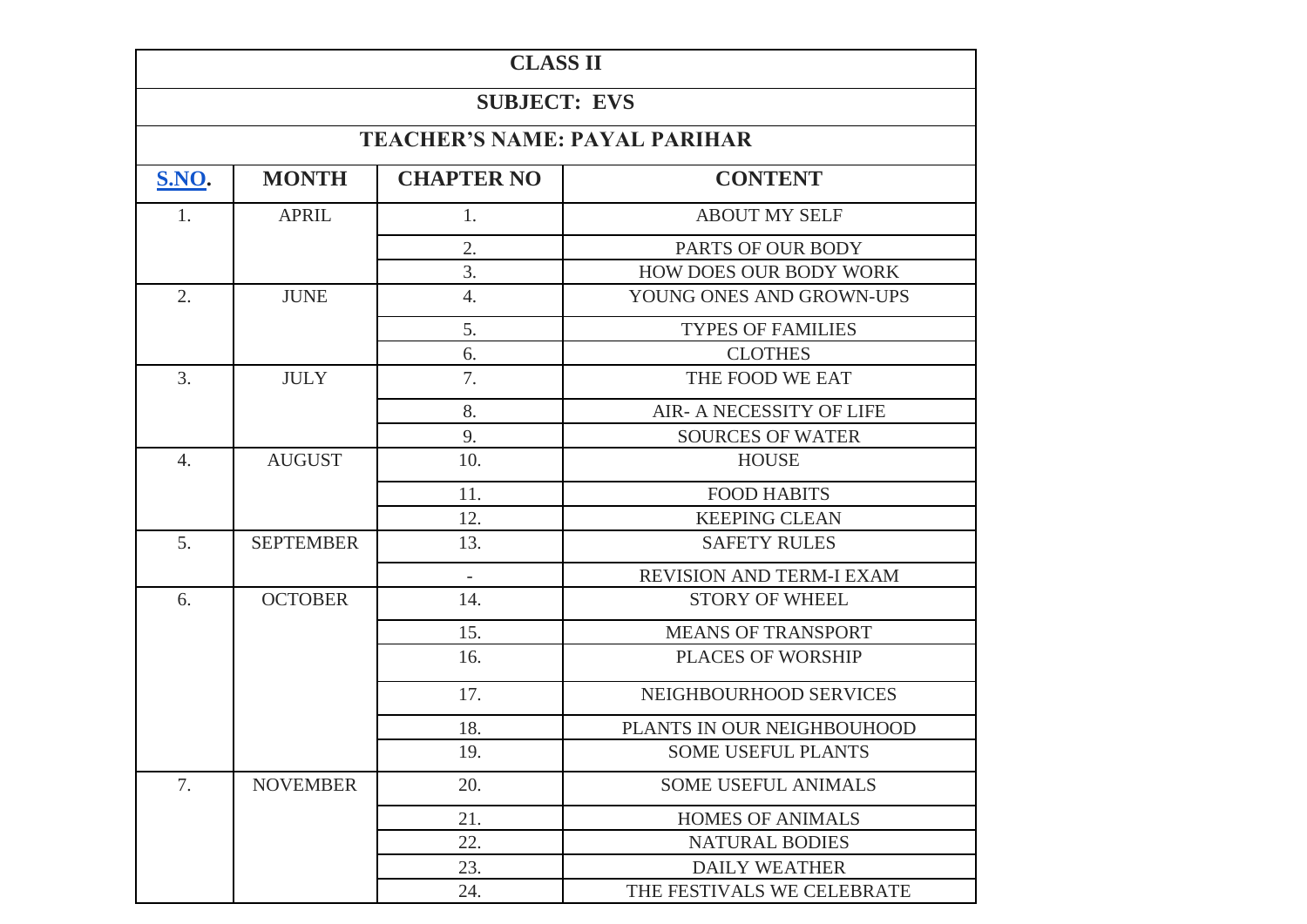| CLASS II | | | |
|---|---|---|---|
| **SUBJECT: EVS** | | | |
| **TEACHER'S NAME: PAYAL PARIHAR** | | | |
| **S.NO.** | **MONTH** | **CHAPTER NO** | **CONTENT** |
| 1. | APRIL | 1. | ABOUT MY SELF |
| | | 2. | PARTS OF OUR BODY |
| | | 3. | HOW DOES OUR BODY WORK |
| 2. | JUNE | 4. | YOUNG ONES AND GROWN-UPS |
| | | 5. | TYPES OF FAMILIES |
| | | 6. | CLOTHES |
| 3. | JULY | 7. | THE FOOD WE EAT |
| | | 8. | AIR- A NECESSITY OF LIFE |
| | | 9. | SOURCES OF WATER |
| 4. | AUGUST | 10. | HOUSE |
| | | 11. | FOOD HABITS |
| | | 12. | KEEPING CLEAN |
| 5. | SEPTEMBER | 13. | SAFETY RULES |
| | | - | REVISION AND TERM-I EXAM |
| 6. | OCTOBER | 14. | STORY OF WHEEL |
| | | 15. | MEANS OF TRANSPORT |
| | | 16. | PLACES OF WORSHIP |
| | | 17. | NEIGHBOURHOOD SERVICES |
| | | 18. | PLANTS IN OUR NEIGHBOUHOOD |
| | | 19. | SOME USEFUL PLANTS |
| 7. | NOVEMBER | 20. | SOME USEFUL ANIMALS |
| | | 21. | HOMES OF ANIMALS |
| | | 22. | NATURAL BODIES |
| | | 23. | DAILY WEATHER |
| | | 24. | THE FESTIVALS WE CELEBRATE |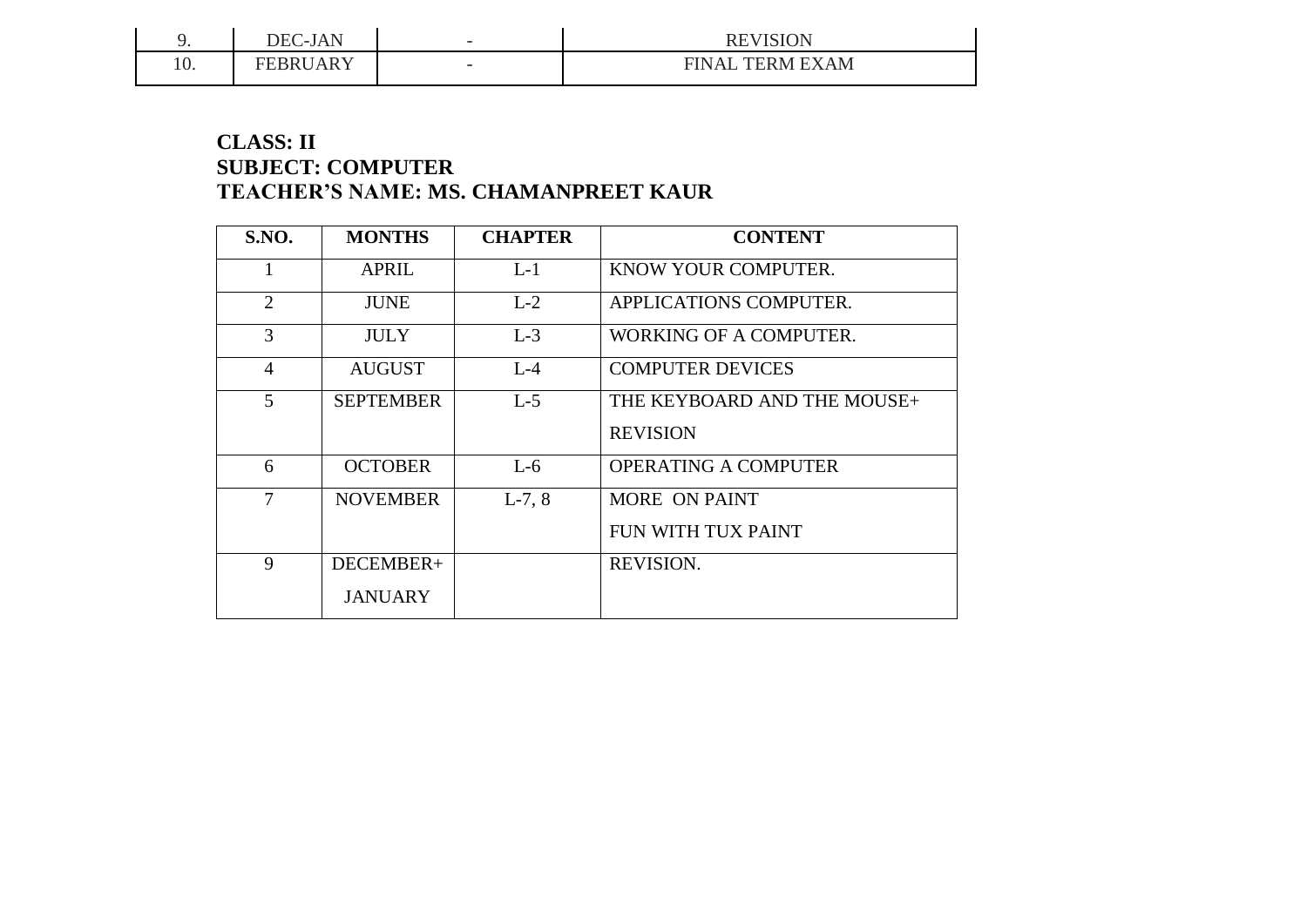| 9. | DEC-JAN | - | REVISION |
|---|---|---|---|
| 10. | FEBRUARY | - | FINAL TERM EXAM |

**CLASS: II**
**SUBJECT: COMPUTER**
**TEACHER'S NAME: MS. CHAMANPREET KAUR**

| S.NO. | MONTHS | CHAPTER | CONTENT |
|---|---|---|---|
| 1 | APRIL | L-1 | KNOW YOUR COMPUTER. |
| 2 | JUNE | L-2 | APPLICATIONS COMPUTER. |
| 3 | JULY | L-3 | WORKING OF A COMPUTER. |
| 4 | AUGUST | L-4 | COMPUTER DEVICES |
| 5 | SEPTEMBER | L-5 | THE KEYBOARD AND THE MOUSE+ REVISION |
| 6 | OCTOBER | L-6 | OPERATING A COMPUTER |
| 7 | NOVEMBER | L-7, 8 | MORE ON PAINT FUN WITH TUX PAINT |
| 9 | DECEMBER+ JANUARY | | REVISION. |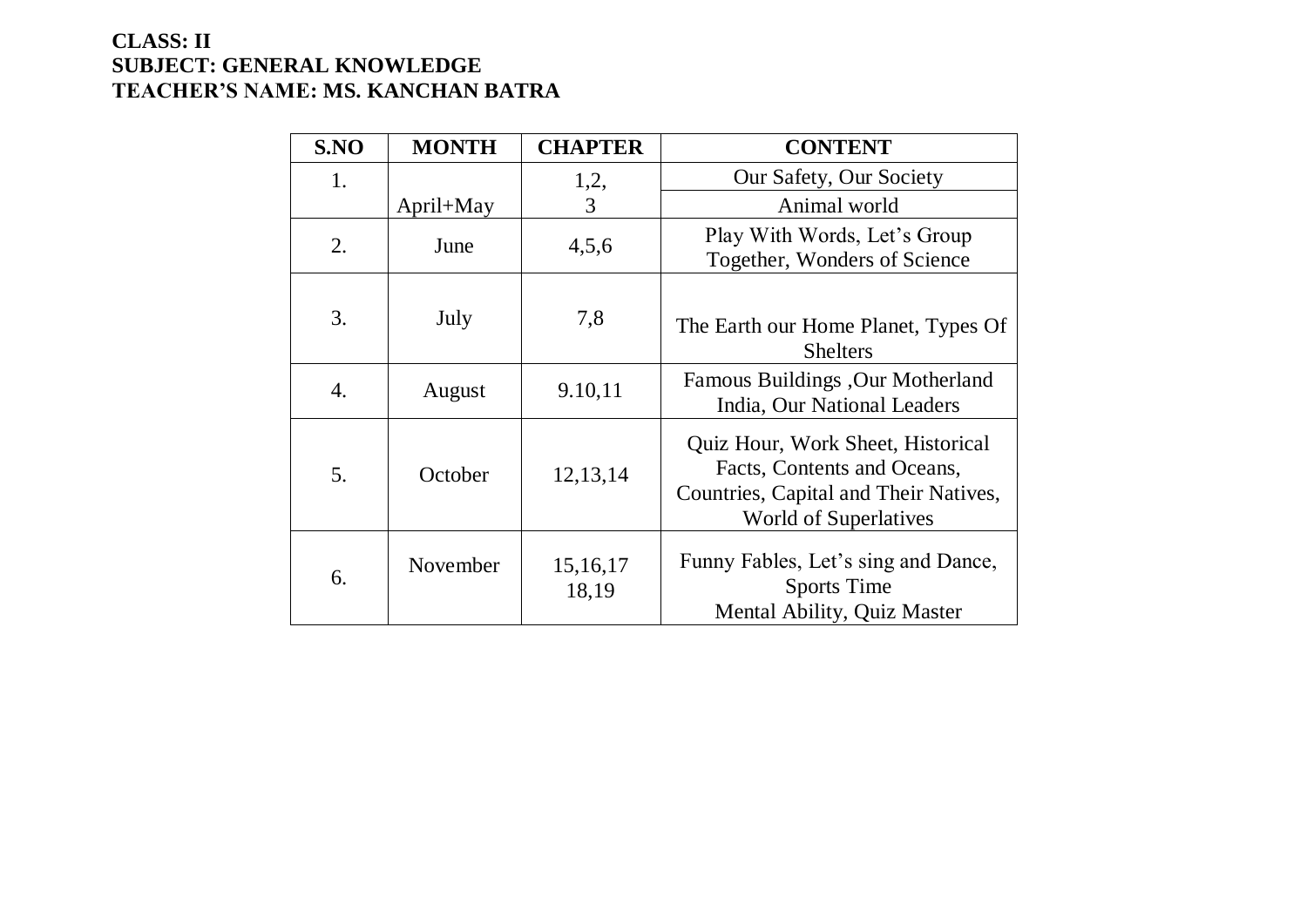**CLASS: II**
**SUBJECT: GENERAL KNOWLEDGE**
**TEACHER'S NAME: MS. KANCHAN BATRA**

| S.NO | MONTH | CHAPTER | CONTENT |
|---|---|---|---|
| 1. | April+May | 1,2, | Our Safety, Our Society |
| | | 3 | Animal world |
| 2. | June | 4,5,6 | Play With Words, Let's Group Together, Wonders of Science |
| 3. | July | 7,8 | The Earth our Home Planet, Types Of Shelters |
| 4. | August | 9.10,11 | Famous Buildings ,Our Motherland India, Our National Leaders |
| 5. | October | 12,13,14 | Quiz Hour, Work Sheet, Historical Facts, Contents and Oceans, Countries, Capital and Their Natives, World of Superlatives |
| 6. | November | 15,16,17 18,19 | Funny Fables, Let's sing and Dance, Sports Time Mental Ability, Quiz Master |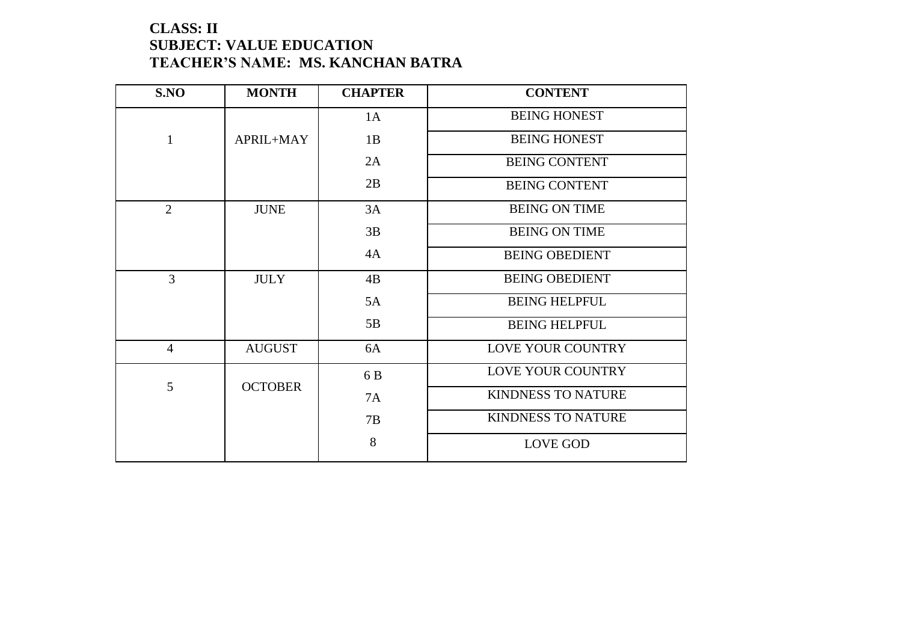**CLASS: II**
**SUBJECT: VALUE EDUCATION**
**TEACHER'S NAME: MS. KANCHAN BATRA**

| S.NO | MONTH | CHAPTER | CONTENT |
|---|---|---|---|
| 1 | APRIL+MAY | 1A | BEING HONEST |
| | | 1B | BEING HONEST |
| | | 2A | BEING CONTENT |
| | | 2B | BEING CONTENT |
| 2 | JUNE | 3A | BEING ON TIME |
| | | 3B | BEING ON TIME |
| | | 4A | BEING OBEDIENT |
| 3 | JULY | 4B | BEING OBEDIENT |
| | | 5A | BEING HELPFUL |
| | | 5B | BEING HELPFUL |
| 4 | AUGUST | 6A | LOVE YOUR COUNTRY |
| 5 | OCTOBER | 6 B | LOVE YOUR COUNTRY |
| | | 7A | KINDNESS TO NATURE |
| | | 7B | KINDNESS TO NATURE |
| | | 8 | LOVE GOD |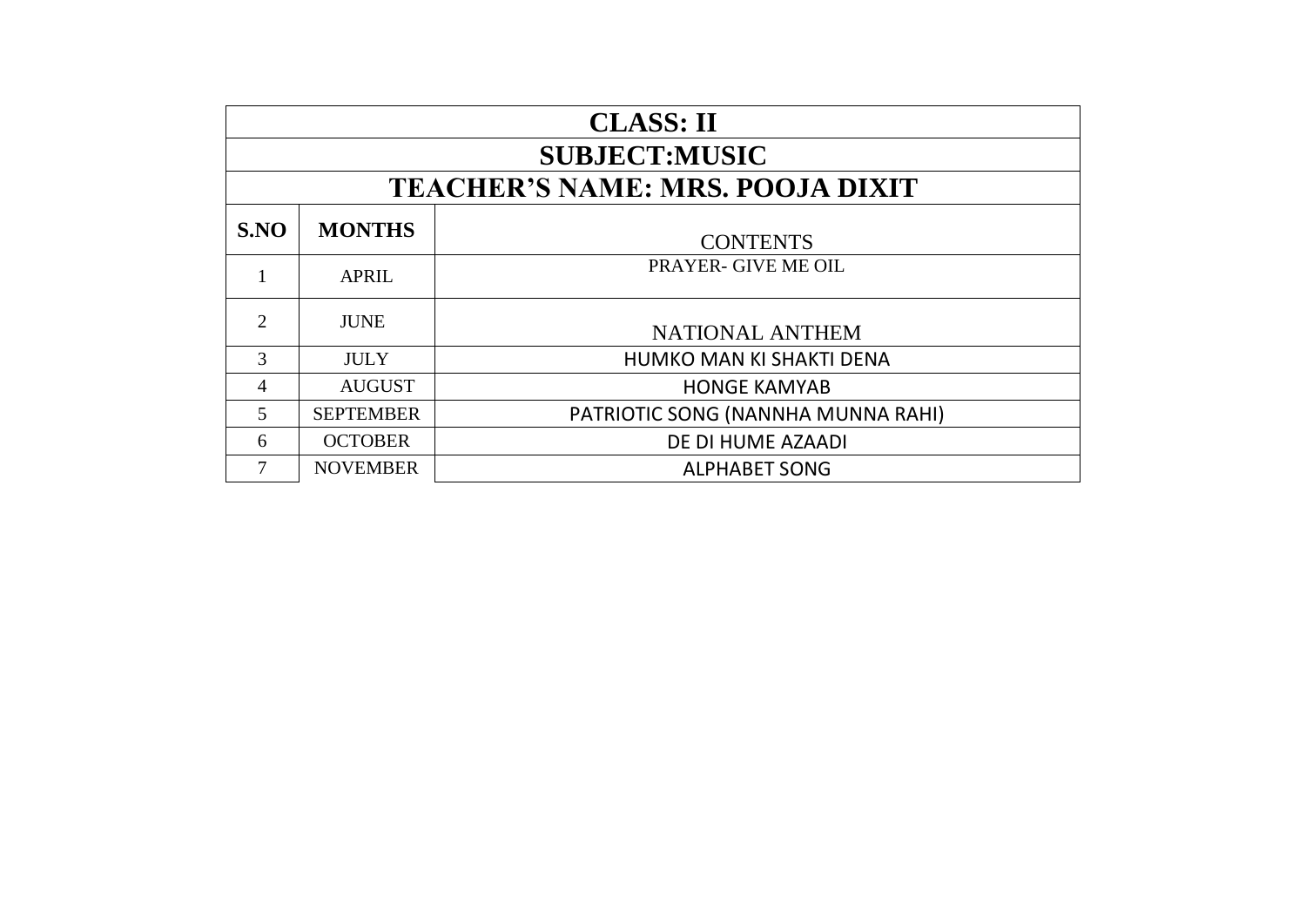| CLASS: II | | |
|---|---|---|
| **SUBJECT:MUSIC** | | |
| **TEACHER'S NAME: MRS. POOJA DIXIT** | | |
| **S.NO** | **MONTHS** | CONTENTS |
| 1 | APRIL | PRAYER- GIVE ME OIL |
| 2 | JUNE | NATIONAL ANTHEM |
| 3 | JULY | HUMKO MAN KI SHAKTI DENA |
| 4 | AUGUST | HONGE KAMYAB |
| 5 | SEPTEMBER | PATRIOTIC SONG (NANNHA MUNNA RAHI) |
| 6 | OCTOBER | DE DI HUME AZAADI |
| 7 | NOVEMBER | ALPHABET SONG |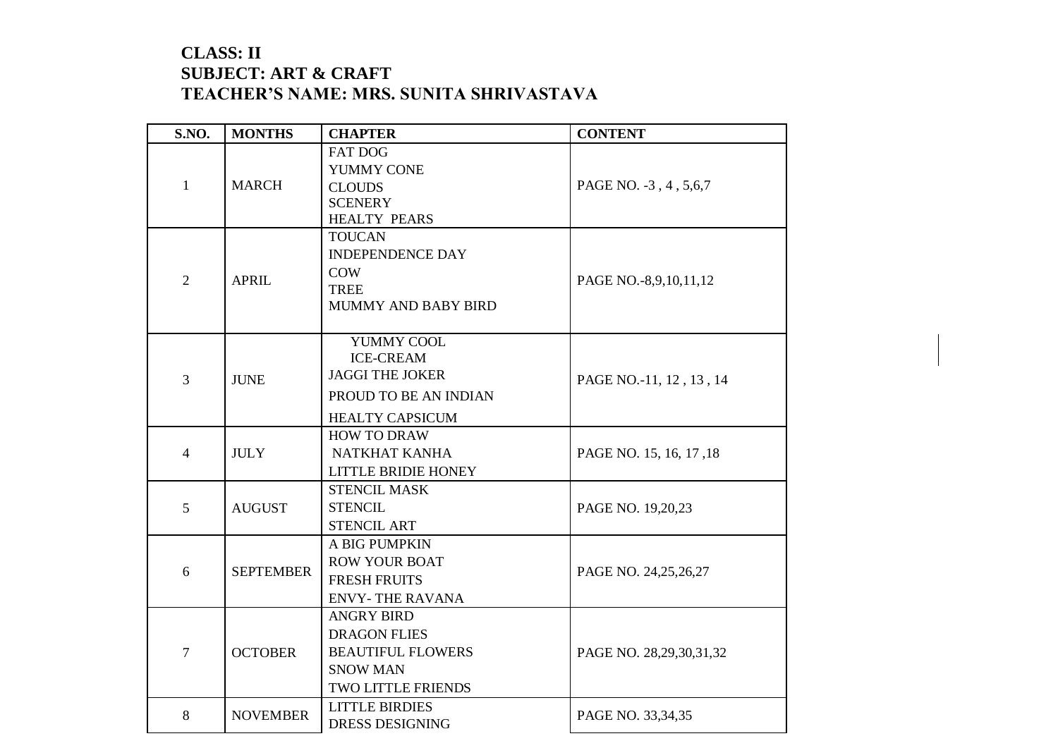**CLASS: II**
**SUBJECT: ART & CRAFT**
**TEACHER'S NAME: MRS. SUNITA SHRIVASTAVA**

| S.NO. | MONTHS | CHAPTER | CONTENT |
|---|---|---|---|
| 1 | MARCH | FAT DOG<br>YUMMY CONE<br>CLOUDS<br>SCENERY<br>HEALTY PEARS | PAGE NO. -3 , 4 , 5,6,7 |
| 2 | APRIL | TOUCAN<br>INDEPENDENCE DAY<br>COW<br>TREE<br>MUMMY AND BABY BIRD | PAGE NO.-8,9,10,11,12 |
| 3 | JUNE | YUMMY COOL ICE-CREAM<br>JAGGI THE JOKER<br>PROUD TO BE AN INDIAN<br>HEALTY CAPSICUM | PAGE NO.-11, 12 , 13 , 14 |
| 4 | JULY | HOW TO DRAW NATKHAT KANHA<br>LITTLE BRIDIE HONEY | PAGE NO. 15, 16, 17 ,18 |
| 5 | AUGUST | STENCIL MASK<br>STENCIL<br>STENCIL ART | PAGE NO. 19,20,23 |
| 6 | SEPTEMBER | A BIG PUMPKIN<br>ROW YOUR BOAT<br>FRESH FRUITS<br>ENVY- THE RAVANA | PAGE NO. 24,25,26,27 |
| 7 | OCTOBER | ANGRY BIRD<br>DRAGON FLIES<br>BEAUTIFUL FLOWERS<br>SNOW MAN<br>TWO LITTLE FRIENDS | PAGE NO. 28,29,30,31,32 |
| 8 | NOVEMBER | LITTLE BIRDIES<br>DRESS DESIGNING | PAGE NO. 33,34,35 |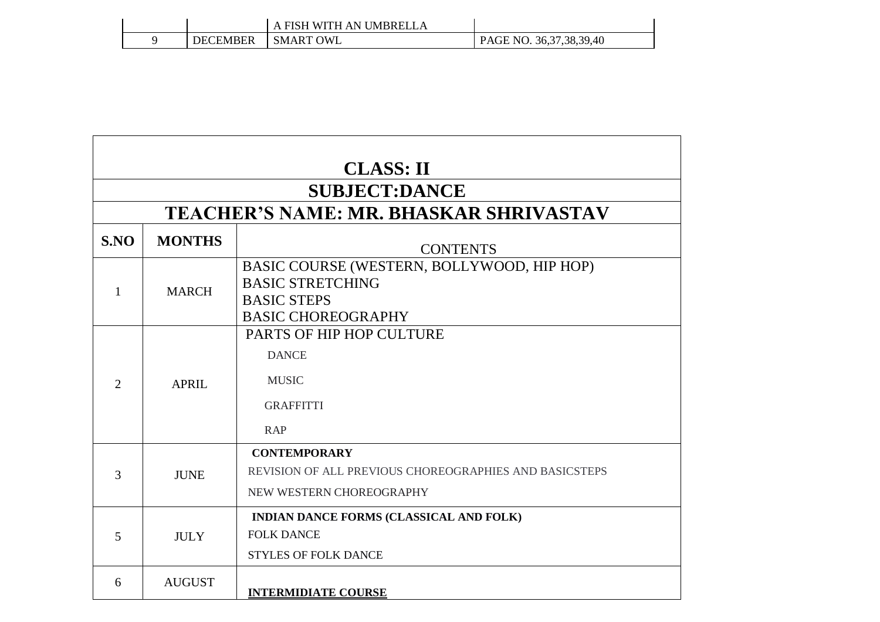| | | A FISH WITH AN UMBRELLA | |
|---|---|---|---|
| 9 | DECEMBER | SMART OWL | PAGE NO. 36,37,38,39,40 |

## CLASS: II

## SUBJECT:DANCE

## TEACHER'S NAME: MR. BHASKAR SHRIVASTAV

| S.NO | MONTHS | CONTENTS |
|---|---|---|
| 1 | MARCH | BASIC COURSE (WESTERN, BOLLYWOOD, HIP HOP)<br>BASIC STRETCHING<br>BASIC STEPS<br>BASIC CHOREOGRAPHY |
| 2 | APRIL | PARTS OF HIP HOP CULTURE<br>DANCE<br>MUSIC<br>GRAFFITTI<br>RAP |
| 3 | JUNE | **CONTEMPORARY**<br>REVISION OF ALL PREVIOUS CHOREOGRAPHIES AND BASICSTEPS<br>NEW WESTERN CHOREOGRAPHY |
| 5 | JULY | **INDIAN DANCE FORMS (CLASSICAL AND FOLK)**<br>FOLK DANCE<br>STYLES OF FOLK DANCE |
| 6 | AUGUST | **INTERMIDIATE COURSE** |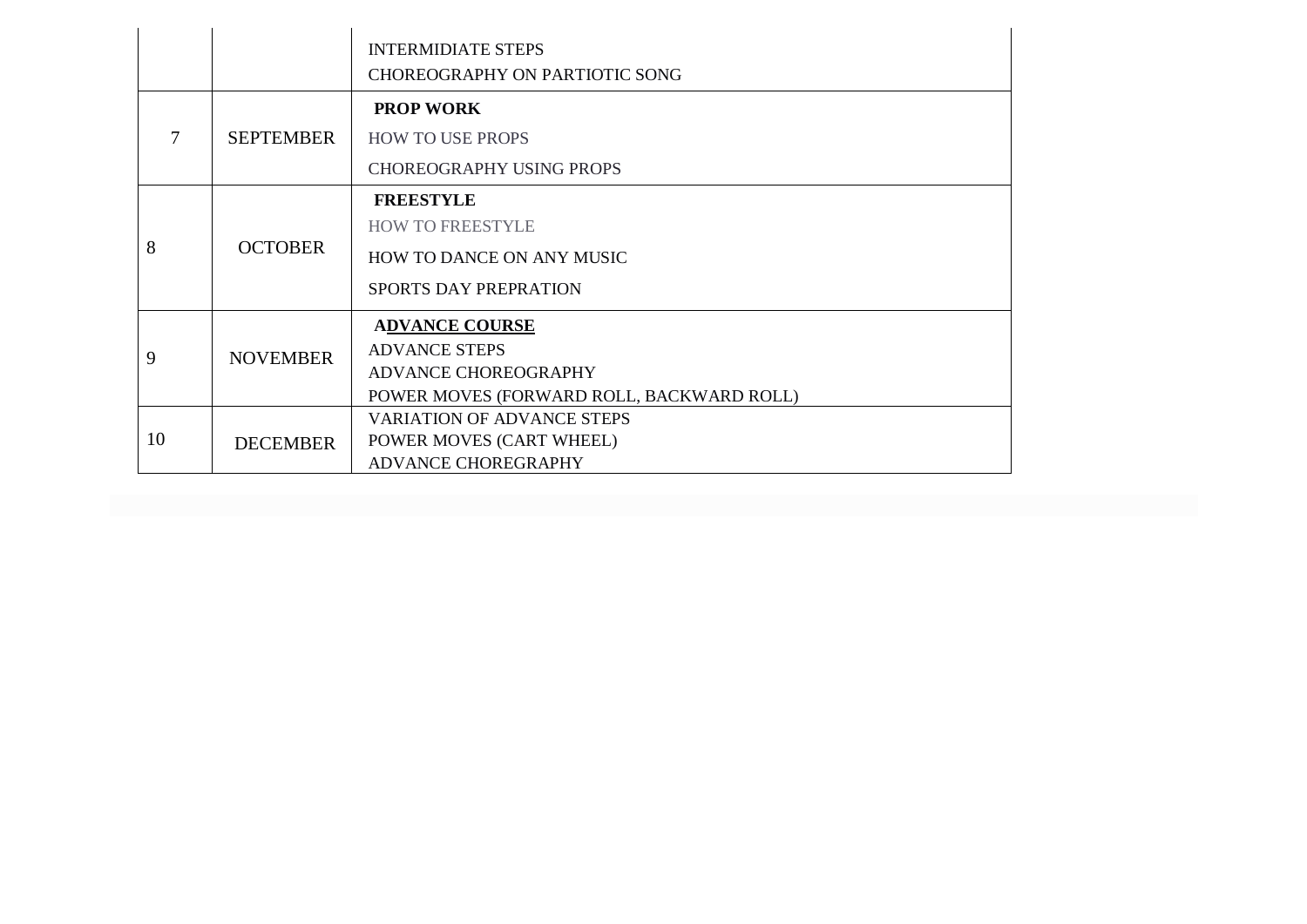| | | |
|---|---|---|
| | | INTERMIDIATE STEPS<br>CHOREOGRAPHY ON PARTIOTIC SONG |
| 7 | SEPTEMBER | **PROP WORK**<br>HOW TO USE PROPS<br>CHOREOGRAPHY USING PROPS |
| 8 | OCTOBER | **FREESTYLE**<br>HOW TO FREESTYLE<br>HOW TO DANCE ON ANY MUSIC<br>SPORTS DAY PREPRATION |
| 9 | NOVEMBER | **ADVANCE COURSE**<br>ADVANCE STEPS<br>ADVANCE CHOREOGRAPHY<br>POWER MOVES (FORWARD ROLL, BACKWARD ROLL) |
| 10 | DECEMBER | VARIATION OF ADVANCE STEPS<br>POWER MOVES (CART WHEEL)<br>ADVANCE CHOREGRAPHY |